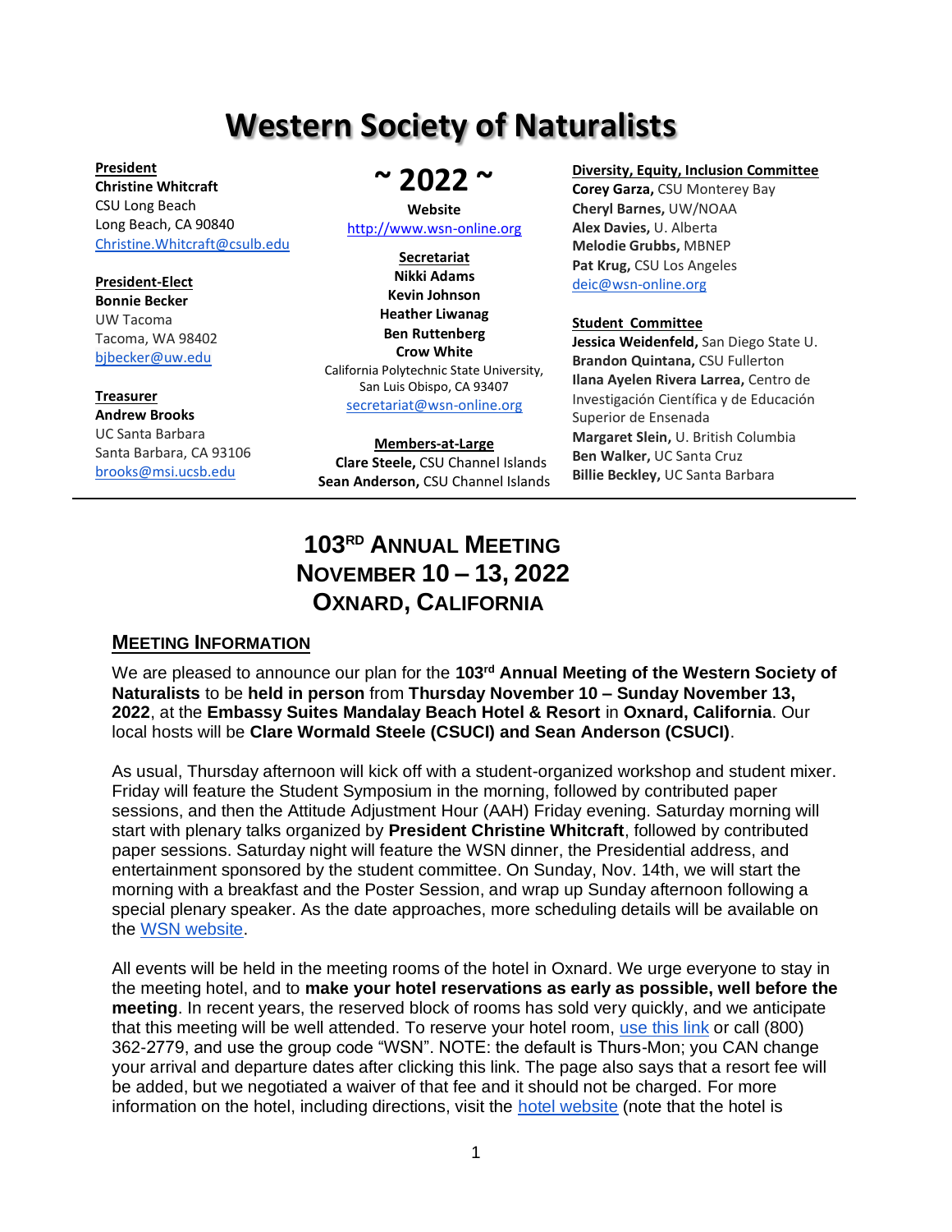# Western Society of Naturalists

**President**
**Christine Whitcraft**
CSU Long Beach
Long Beach, CA 90840
Christine.Whitcraft@csulb.edu

**President-Elect**
**Bonnie Becker**
UW Tacoma
Tacoma, WA 98402
bjbecker@uw.edu

**Treasurer**
**Andrew Brooks**
UC Santa Barbara
Santa Barbara, CA 93106
brooks@msi.ucsb.edu

## ~ 2022 ~

**Website**
http://www.wsn-online.org

**Secretariat**
**Nikki Adams**
**Kevin Johnson**
**Heather Liwanag**
**Ben Ruttenberg**
**Crow White**
California Polytechnic State University,
San Luis Obispo, CA 93407
secretariat@wsn-online.org

**Members-at-Large**
**Clare Steele,** CSU Channel Islands
**Sean Anderson,** CSU Channel Islands

**Diversity, Equity, Inclusion Committee**
**Corey Garza,** CSU Monterey Bay
**Cheryl Barnes,** UW/NOAA
**Alex Davies,** U. Alberta
**Melodie Grubbs,** MBNEP
**Pat Krug,** CSU Los Angeles
deic@wsn-online.org

**Student Committee**
**Jessica Weidenfeld,** San Diego State U.
**Brandon Quintana,** CSU Fullerton
**Ilana Ayelen Rivera Larrea,** Centro de Investigación Científica y de Educación Superior de Ensenada
**Margaret Slein,** U. British Columbia
**Ben Walker,** UC Santa Cruz
**Billie Beckley,** UC Santa Barbara

---

# 103RD ANNUAL MEETING
# NOVEMBER 10 – 13, 2022
# OXNARD, CALIFORNIA

## MEETING INFORMATION

We are pleased to announce our plan for the **103rd Annual Meeting of the Western Society of Naturalists** to be **held in person** from **Thursday November 10 – Sunday November 13, 2022**, at the **Embassy Suites Mandalay Beach Hotel & Resort** in **Oxnard, California**. Our local hosts will be **Clare Wormald Steele (CSUCI) and Sean Anderson (CSUCI)**.

As usual, Thursday afternoon will kick off with a student-organized workshop and student mixer. Friday will feature the Student Symposium in the morning, followed by contributed paper sessions, and then the Attitude Adjustment Hour (AAH) Friday evening. Saturday morning will start with plenary talks organized by **President Christine Whitcraft**, followed by contributed paper sessions. Saturday night will feature the WSN dinner, the Presidential address, and entertainment sponsored by the student committee. On Sunday, Nov. 14th, we will start the morning with a breakfast and the Poster Session, and wrap up Sunday afternoon following a special plenary speaker. As the date approaches, more scheduling details will be available on the WSN website.

All events will be held in the meeting rooms of the hotel in Oxnard. We urge everyone to stay in the meeting hotel, and to **make your hotel reservations as early as possible, well before the meeting**. In recent years, the reserved block of rooms has sold very quickly, and we anticipate that this meeting will be well attended. To reserve your hotel room, use this link or call (800) 362-2779, and use the group code "WSN". NOTE: the default is Thurs-Mon; you CAN change your arrival and departure dates after clicking this link. The page also says that a resort fee will be added, but we negotiated a waiver of that fee and it should not be charged. For more information on the hotel, including directions, visit the hotel website (note that the hotel is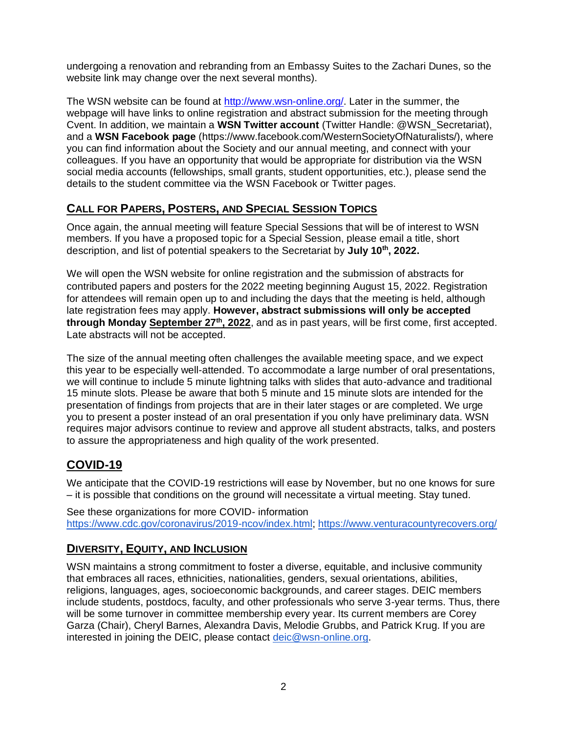undergoing a renovation and rebranding from an Embassy Suites to the Zachari Dunes, so the website link may change over the next several months).

The WSN website can be found at http://www.wsn-online.org/. Later in the summer, the webpage will have links to online registration and abstract submission for the meeting through Cvent. In addition, we maintain a **WSN Twitter account** (Twitter Handle: @WSN_Secretariat), and a **WSN Facebook page** (https://www.facebook.com/WesternSocietyOfNaturalists/), where you can find information about the Society and our annual meeting, and connect with your colleagues. If you have an opportunity that would be appropriate for distribution via the WSN social media accounts (fellowships, small grants, student opportunities, etc.), please send the details to the student committee via the WSN Facebook or Twitter pages.

## CALL FOR PAPERS, POSTERS, AND SPECIAL SESSION TOPICS

Once again, the annual meeting will feature Special Sessions that will be of interest to WSN members. If you have a proposed topic for a Special Session, please email a title, short description, and list of potential speakers to the Secretariat by **July 10th, 2022.**

We will open the WSN website for online registration and the submission of abstracts for contributed papers and posters for the 2022 meeting beginning August 15, 2022. Registration for attendees will remain open up to and including the days that the meeting is held, although late registration fees may apply. **However, abstract submissions will only be accepted through Monday September 27th, 2022**, and as in past years, will be first come, first accepted. Late abstracts will not be accepted.

The size of the annual meeting often challenges the available meeting space, and we expect this year to be especially well-attended. To accommodate a large number of oral presentations, we will continue to include 5 minute lightning talks with slides that auto-advance and traditional 15 minute slots. Please be aware that both 5 minute and 15 minute slots are intended for the presentation of findings from projects that are in their later stages or are completed. We urge you to present a poster instead of an oral presentation if you only have preliminary data. WSN requires major advisors continue to review and approve all student abstracts, talks, and posters to assure the appropriateness and high quality of the work presented.

## COVID-19

We anticipate that the COVID-19 restrictions will ease by November, but no one knows for sure – it is possible that conditions on the ground will necessitate a virtual meeting. Stay tuned.

See these organizations for more COVID- information
https://www.cdc.gov/coronavirus/2019-ncov/index.html; https://www.venturacountyrecovers.org/

## DIVERSITY, EQUITY, AND INCLUSION

WSN maintains a strong commitment to foster a diverse, equitable, and inclusive community that embraces all races, ethnicities, nationalities, genders, sexual orientations, abilities, religions, languages, ages, socioeconomic backgrounds, and career stages. DEIC members include students, postdocs, faculty, and other professionals who serve 3-year terms. Thus, there will be some turnover in committee membership every year. Its current members are Corey Garza (Chair), Cheryl Barnes, Alexandra Davis, Melodie Grubbs, and Patrick Krug. If you are interested in joining the DEIC, please contact deic@wsn-online.org.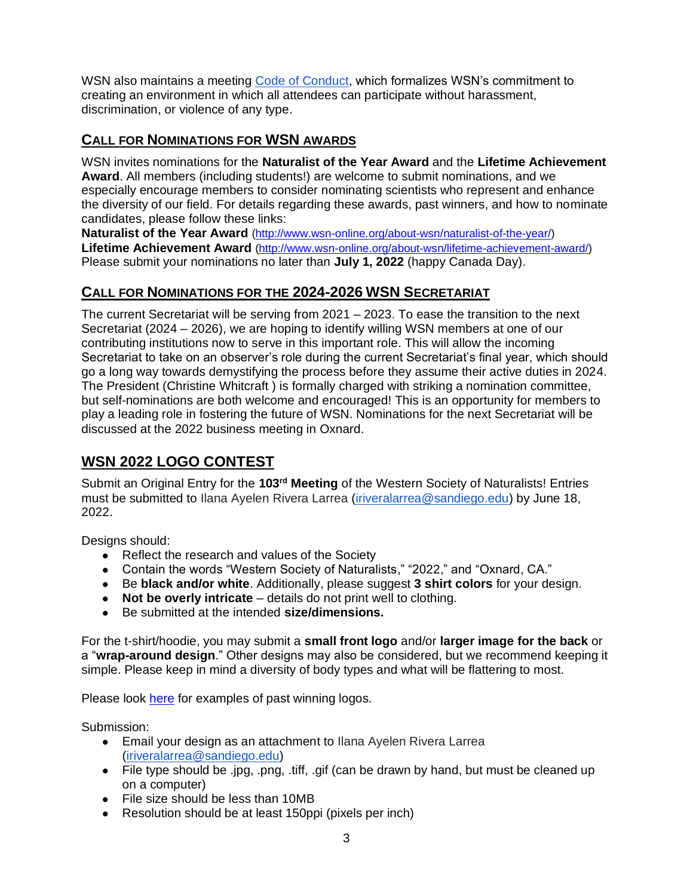WSN also maintains a meeting [Code of Conduct](), which formalizes WSN's commitment to creating an environment in which all attendees can participate without harassment, discrimination, or violence of any type.

## CALL FOR NOMINATIONS FOR WSN AWARDS

WSN invites nominations for the **Naturalist of the Year Award** and the **Lifetime Achievement Award**. All members (including students!) are welcome to submit nominations, and we especially encourage members to consider nominating scientists who represent and enhance the diversity of our field. For details regarding these awards, past winners, and how to nominate candidates, please follow these links:
**Naturalist of the Year Award** (http://www.wsn-online.org/about-wsn/naturalist-of-the-year/)
**Lifetime Achievement Award** (http://www.wsn-online.org/about-wsn/lifetime-achievement-award/)
Please submit your nominations no later than **July 1, 2022** (happy Canada Day).

## CALL FOR NOMINATIONS FOR THE 2024-2026 WSN SECRETARIAT

The current Secretariat will be serving from 2021 – 2023. To ease the transition to the next Secretariat (2024 – 2026), we are hoping to identify willing WSN members at one of our contributing institutions now to serve in this important role. This will allow the incoming Secretariat to take on an observer's role during the current Secretariat's final year, which should go a long way towards demystifying the process before they assume their active duties in 2024. The President (Christine Whitcraft ) is formally charged with striking a nomination committee, but self-nominations are both welcome and encouraged! This is an opportunity for members to play a leading role in fostering the future of WSN. Nominations for the next Secretariat will be discussed at the 2022 business meeting in Oxnard.

## WSN 2022 LOGO CONTEST

Submit an Original Entry for the **103rd Meeting** of the Western Society of Naturalists! Entries must be submitted to Ilana Ayelen Rivera Larrea (iriveralarrea@sandiego.edu) by June 18, 2022.

Designs should:

- Reflect the research and values of the Society
- Contain the words "Western Society of Naturalists," "2022," and "Oxnard, CA."
- Be **black and/or white**. Additionally, please suggest **3 shirt colors** for your design.
- **Not be overly intricate** – details do not print well to clothing.
- Be submitted at the intended **size/dimensions.**

For the t-shirt/hoodie, you may submit a **small front logo** and/or **larger image for the back** or a "**wrap-around design**." Other designs may also be considered, but we recommend keeping it simple. Please keep in mind a diversity of body types and what will be flattering to most.

Please look [here]() for examples of past winning logos.

Submission:

- Email your design as an attachment to Ilana Ayelen Rivera Larrea (iriveralarrea@sandiego.edu)
- File type should be .jpg, .png, .tiff, .gif (can be drawn by hand, but must be cleaned up on a computer)
- File size should be less than 10MB
- Resolution should be at least 150ppi (pixels per inch)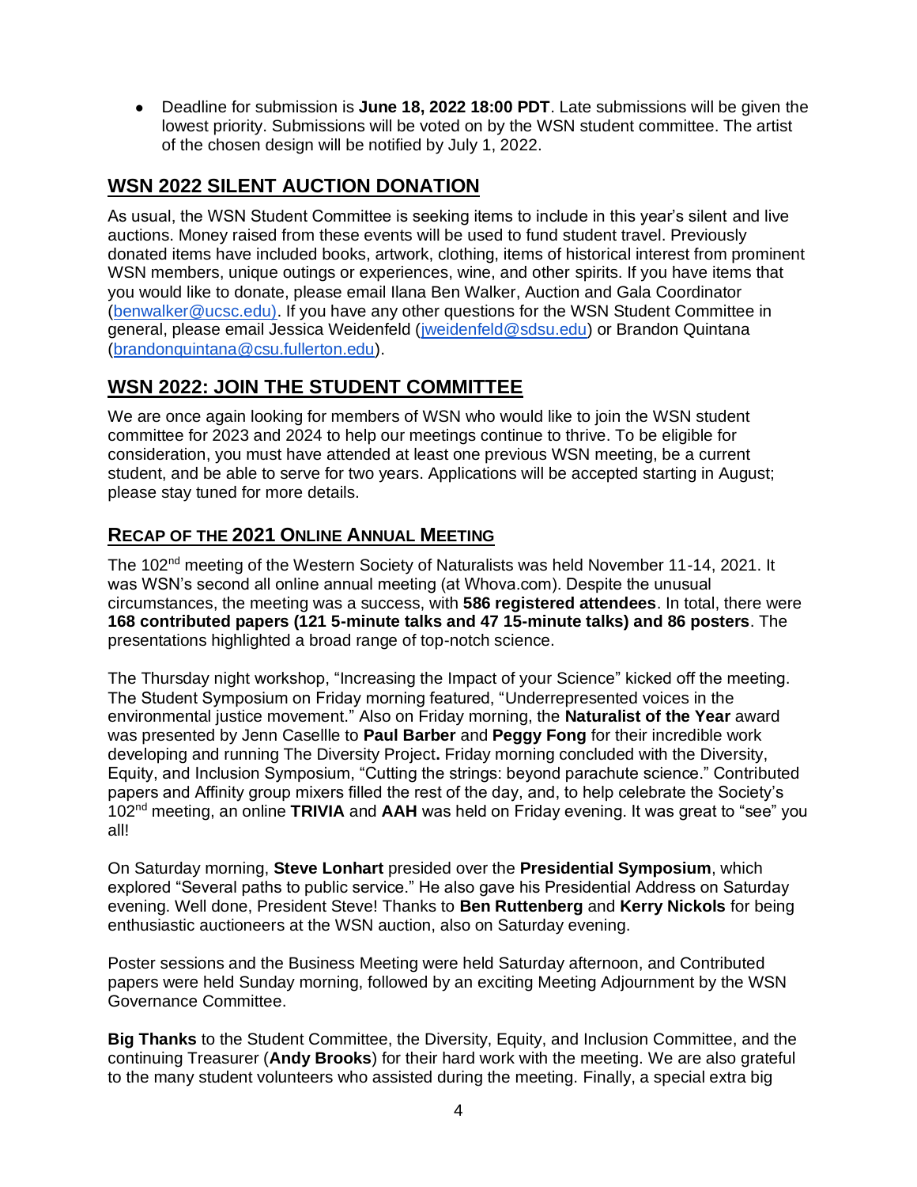- Deadline for submission is **June 18, 2022 18:00 PDT**. Late submissions will be given the lowest priority. Submissions will be voted on by the WSN student committee. The artist of the chosen design will be notified by July 1, 2022.

## WSN 2022 SILENT AUCTION DONATION

As usual, the WSN Student Committee is seeking items to include in this year's silent and live auctions. Money raised from these events will be used to fund student travel. Previously donated items have included books, artwork, clothing, items of historical interest from prominent WSN members, unique outings or experiences, wine, and other spirits. If you have items that you would like to donate, please email Ilana Ben Walker, Auction and Gala Coordinator (benwalker@ucsc.edu). If you have any other questions for the WSN Student Committee in general, please email Jessica Weidenfeld (jweidenfeld@sdsu.edu) or Brandon Quintana (brandonquintana@csu.fullerton.edu).

## WSN 2022: JOIN THE STUDENT COMMITTEE

We are once again looking for members of WSN who would like to join the WSN student committee for 2023 and 2024 to help our meetings continue to thrive. To be eligible for consideration, you must have attended at least one previous WSN meeting, be a current student, and be able to serve for two years. Applications will be accepted starting in August; please stay tuned for more details.

## RECAP OF THE 2021 ONLINE ANNUAL MEETING

The 102nd meeting of the Western Society of Naturalists was held November 11-14, 2021. It was WSN's second all online annual meeting (at Whova.com). Despite the unusual circumstances, the meeting was a success, with **586 registered attendees**. In total, there were **168 contributed papers (121 5-minute talks and 47 15-minute talks) and 86 posters**. The presentations highlighted a broad range of top-notch science.

The Thursday night workshop, "Increasing the Impact of your Science" kicked off the meeting. The Student Symposium on Friday morning featured, "Underrepresented voices in the environmental justice movement." Also on Friday morning, the **Naturalist of the Year** award was presented by Jenn Casellle to **Paul Barber** and **Peggy Fong** for their incredible work developing and running The Diversity Project**.** Friday morning concluded with the Diversity, Equity, and Inclusion Symposium, "Cutting the strings: beyond parachute science." Contributed papers and Affinity group mixers filled the rest of the day, and, to help celebrate the Society's 102nd meeting, an online **TRIVIA** and **AAH** was held on Friday evening. It was great to "see" you all!

On Saturday morning, **Steve Lonhart** presided over the **Presidential Symposium**, which explored "Several paths to public service." He also gave his Presidential Address on Saturday evening. Well done, President Steve! Thanks to **Ben Ruttenberg** and **Kerry Nickols** for being enthusiastic auctioneers at the WSN auction, also on Saturday evening.

Poster sessions and the Business Meeting were held Saturday afternoon, and Contributed papers were held Sunday morning, followed by an exciting Meeting Adjournment by the WSN Governance Committee.

**Big Thanks** to the Student Committee, the Diversity, Equity, and Inclusion Committee, and the continuing Treasurer (**Andy Brooks**) for their hard work with the meeting. We are also grateful to the many student volunteers who assisted during the meeting. Finally, a special extra big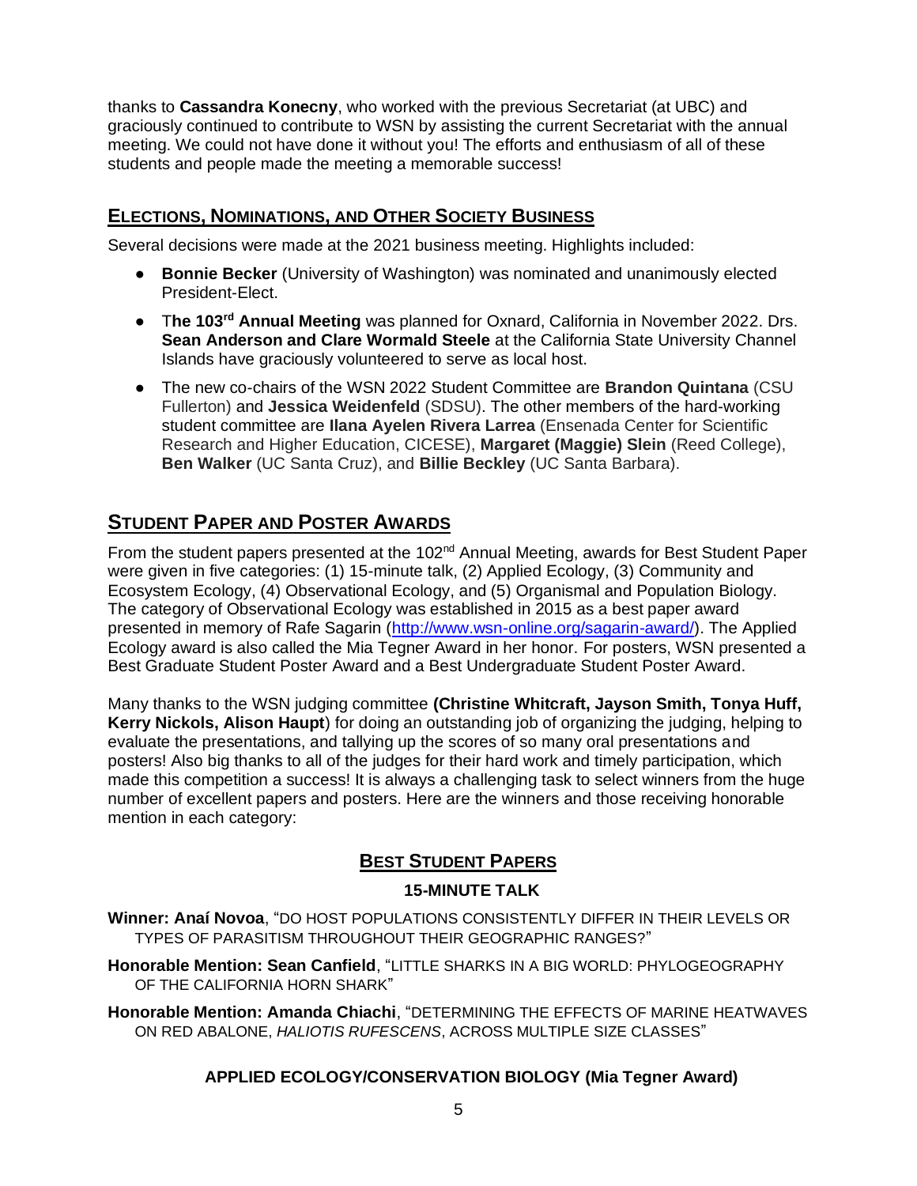thanks to **Cassandra Konecny**, who worked with the previous Secretariat (at UBC) and graciously continued to contribute to WSN by assisting the current Secretariat with the annual meeting. We could not have done it without you! The efforts and enthusiasm of all of these students and people made the meeting a memorable success!

## ELECTIONS, NOMINATIONS, AND OTHER SOCIETY BUSINESS

Several decisions were made at the 2021 business meeting. Highlights included:

- **Bonnie Becker** (University of Washington) was nominated and unanimously elected President-Elect.
- T**he 103rd Annual Meeting** was planned for Oxnard, California in November 2022. Drs. **Sean Anderson and Clare Wormald Steele** at the California State University Channel Islands have graciously volunteered to serve as local host.
- The new co-chairs of the WSN 2022 Student Committee are **Brandon Quintana** (CSU Fullerton) and **Jessica Weidenfeld** (SDSU). The other members of the hard-working student committee are **Ilana Ayelen Rivera Larrea** (Ensenada Center for Scientific Research and Higher Education, CICESE), **Margaret (Maggie) Slein** (Reed College), **Ben Walker** (UC Santa Cruz), and **Billie Beckley** (UC Santa Barbara).

## STUDENT PAPER AND POSTER AWARDS

From the student papers presented at the 102nd Annual Meeting, awards for Best Student Paper were given in five categories: (1) 15-minute talk, (2) Applied Ecology, (3) Community and Ecosystem Ecology, (4) Observational Ecology, and (5) Organismal and Population Biology. The category of Observational Ecology was established in 2015 as a best paper award presented in memory of Rafe Sagarin (http://www.wsn-online.org/sagarin-award/). The Applied Ecology award is also called the Mia Tegner Award in her honor. For posters, WSN presented a Best Graduate Student Poster Award and a Best Undergraduate Student Poster Award.

Many thanks to the WSN judging committee **(Christine Whitcraft, Jayson Smith, Tonya Huff, Kerry Nickols, Alison Haupt**) for doing an outstanding job of organizing the judging, helping to evaluate the presentations, and tallying up the scores of so many oral presentations and posters! Also big thanks to all of the judges for their hard work and timely participation, which made this competition a success! It is always a challenging task to select winners from the huge number of excellent papers and posters. Here are the winners and those receiving honorable mention in each category:

### BEST STUDENT PAPERS

#### 15-MINUTE TALK

**Winner: Anaí Novoa**, "DO HOST POPULATIONS CONSISTENTLY DIFFER IN THEIR LEVELS OR TYPES OF PARASITISM THROUGHOUT THEIR GEOGRAPHIC RANGES?"

**Honorable Mention: Sean Canfield**, "LITTLE SHARKS IN A BIG WORLD: PHYLOGEOGRAPHY OF THE CALIFORNIA HORN SHARK"

**Honorable Mention: Amanda Chiachi**, "DETERMINING THE EFFECTS OF MARINE HEATWAVES ON RED ABALONE, *HALIOTIS RUFESCENS*, ACROSS MULTIPLE SIZE CLASSES"

#### APPLIED ECOLOGY/CONSERVATION BIOLOGY (Mia Tegner Award)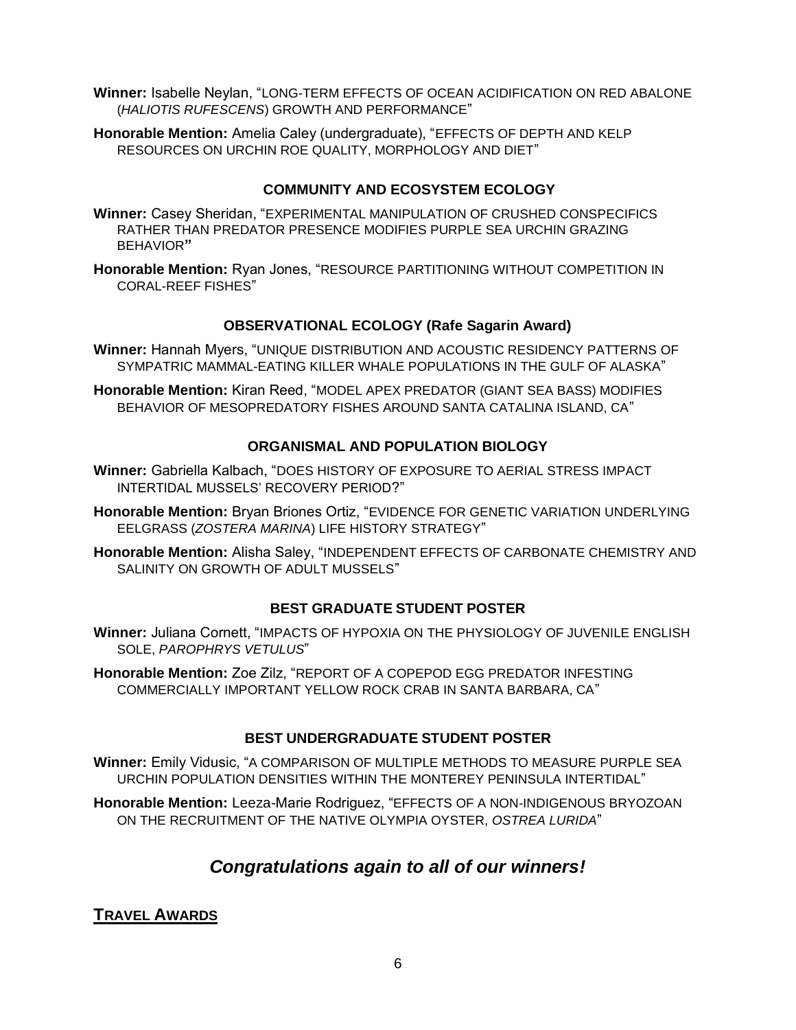**Winner:** Isabelle Neylan, "LONG-TERM EFFECTS OF OCEAN ACIDIFICATION ON RED ABALONE (*HALIOTIS RUFESCENS*) GROWTH AND PERFORMANCE"

**Honorable Mention:** Amelia Caley (undergraduate), "EFFECTS OF DEPTH AND KELP RESOURCES ON URCHIN ROE QUALITY, MORPHOLOGY AND DIET"

### COMMUNITY AND ECOSYSTEM ECOLOGY

**Winner:** Casey Sheridan, "EXPERIMENTAL MANIPULATION OF CRUSHED CONSPECIFICS RATHER THAN PREDATOR PRESENCE MODIFIES PURPLE SEA URCHIN GRAZING BEHAVIOR"

**Honorable Mention:** Ryan Jones, "RESOURCE PARTITIONING WITHOUT COMPETITION IN CORAL-REEF FISHES"

### OBSERVATIONAL ECOLOGY (Rafe Sagarin Award)

**Winner:** Hannah Myers, "UNIQUE DISTRIBUTION AND ACOUSTIC RESIDENCY PATTERNS OF SYMPATRIC MAMMAL-EATING KILLER WHALE POPULATIONS IN THE GULF OF ALASKA"

**Honorable Mention:** Kiran Reed, "MODEL APEX PREDATOR (GIANT SEA BASS) MODIFIES BEHAVIOR OF MESOPREDATORY FISHES AROUND SANTA CATALINA ISLAND, CA"

### ORGANISMAL AND POPULATION BIOLOGY

**Winner:** Gabriella Kalbach, "DOES HISTORY OF EXPOSURE TO AERIAL STRESS IMPACT INTERTIDAL MUSSELS' RECOVERY PERIOD?"

**Honorable Mention:** Bryan Briones Ortiz, "EVIDENCE FOR GENETIC VARIATION UNDERLYING EELGRASS (*ZOSTERA MARINA*) LIFE HISTORY STRATEGY"

**Honorable Mention:** Alisha Saley, "INDEPENDENT EFFECTS OF CARBONATE CHEMISTRY AND SALINITY ON GROWTH OF ADULT MUSSELS"

### BEST GRADUATE STUDENT POSTER

**Winner:** Juliana Cornett, "IMPACTS OF HYPOXIA ON THE PHYSIOLOGY OF JUVENILE ENGLISH SOLE, *PAROPHRYS VETULUS*"

**Honorable Mention:** Zoe Zilz, "REPORT OF A COPEPOD EGG PREDATOR INFESTING COMMERCIALLY IMPORTANT YELLOW ROCK CRAB IN SANTA BARBARA, CA"

### BEST UNDERGRADUATE STUDENT POSTER

**Winner:** Emily Vidusic, "A COMPARISON OF MULTIPLE METHODS TO MEASURE PURPLE SEA URCHIN POPULATION DENSITIES WITHIN THE MONTEREY PENINSULA INTERTIDAL"

**Honorable Mention:** Leeza-Marie Rodriguez, "EFFECTS OF A NON-INDIGENOUS BRYOZOAN ON THE RECRUITMENT OF THE NATIVE OLYMPIA OYSTER, *OSTREA LURIDA*"

## *Congratulations again to all of our winners!*

## TRAVEL AWARDS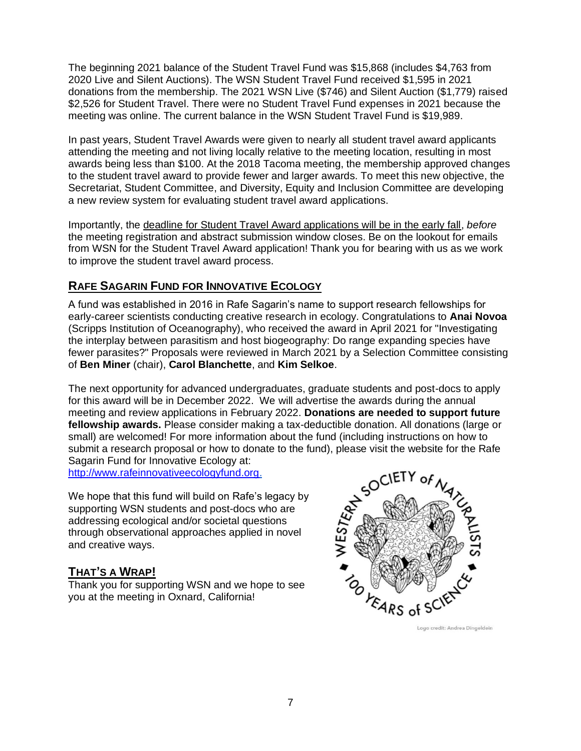The beginning 2021 balance of the Student Travel Fund was $15,868 (includes $4,763 from 2020 Live and Silent Auctions). The WSN Student Travel Fund received $1,595 in 2021 donations from the membership. The 2021 WSN Live ($746) and Silent Auction ($1,779) raised $2,526 for Student Travel. There were no Student Travel Fund expenses in 2021 because the meeting was online. The current balance in the WSN Student Travel Fund is $19,989.

In past years, Student Travel Awards were given to nearly all student travel award applicants attending the meeting and not living locally relative to the meeting location, resulting in most awards being less than $100. At the 2018 Tacoma meeting, the membership approved changes to the student travel award to provide fewer and larger awards. To meet this new objective, the Secretariat, Student Committee, and Diversity, Equity and Inclusion Committee are developing a new review system for evaluating student travel award applications.

Importantly, the <u>deadline for Student Travel Award applications will be in the early fall</u>, *before* the meeting registration and abstract submission window closes. Be on the lookout for emails from WSN for the Student Travel Award application! Thank you for bearing with us as we work to improve the student travel award process.

## RAFE SAGARIN FUND FOR INNOVATIVE ECOLOGY

A fund was established in 2016 in Rafe Sagarin's name to support research fellowships for early-career scientists conducting creative research in ecology. Congratulations to **Anai Novoa** (Scripps Institution of Oceanography), who received the award in April 2021 for "Investigating the interplay between parasitism and host biogeography: Do range expanding species have fewer parasites?" Proposals were reviewed in March 2021 by a Selection Committee consisting of **Ben Miner** (chair), **Carol Blanchette**, and **Kim Selkoe**.

The next opportunity for advanced undergraduates, graduate students and post-docs to apply for this award will be in December 2022. We will advertise the awards during the annual meeting and review applications in February 2022. **Donations are needed to support future fellowship awards.** Please consider making a tax-deductible donation. All donations (large or small) are welcomed! For more information about the fund (including instructions on how to submit a research proposal or how to donate to the fund), please visit the website for the Rafe Sagarin Fund for Innovative Ecology at: http://www.rafeinnovativeecologyfund.org.

We hope that this fund will build on Rafe's legacy by supporting WSN students and post-docs who are addressing ecological and/or societal questions through observational approaches applied in novel and creative ways.

## THAT'S A WRAP!

Thank you for supporting WSN and we hope to see you at the meeting in Oxnard, California!

WESTERN SOCIETY of NATURALISTS • 100 YEARS of SCIENCE •

Logo credit: Andrea Dingeldein